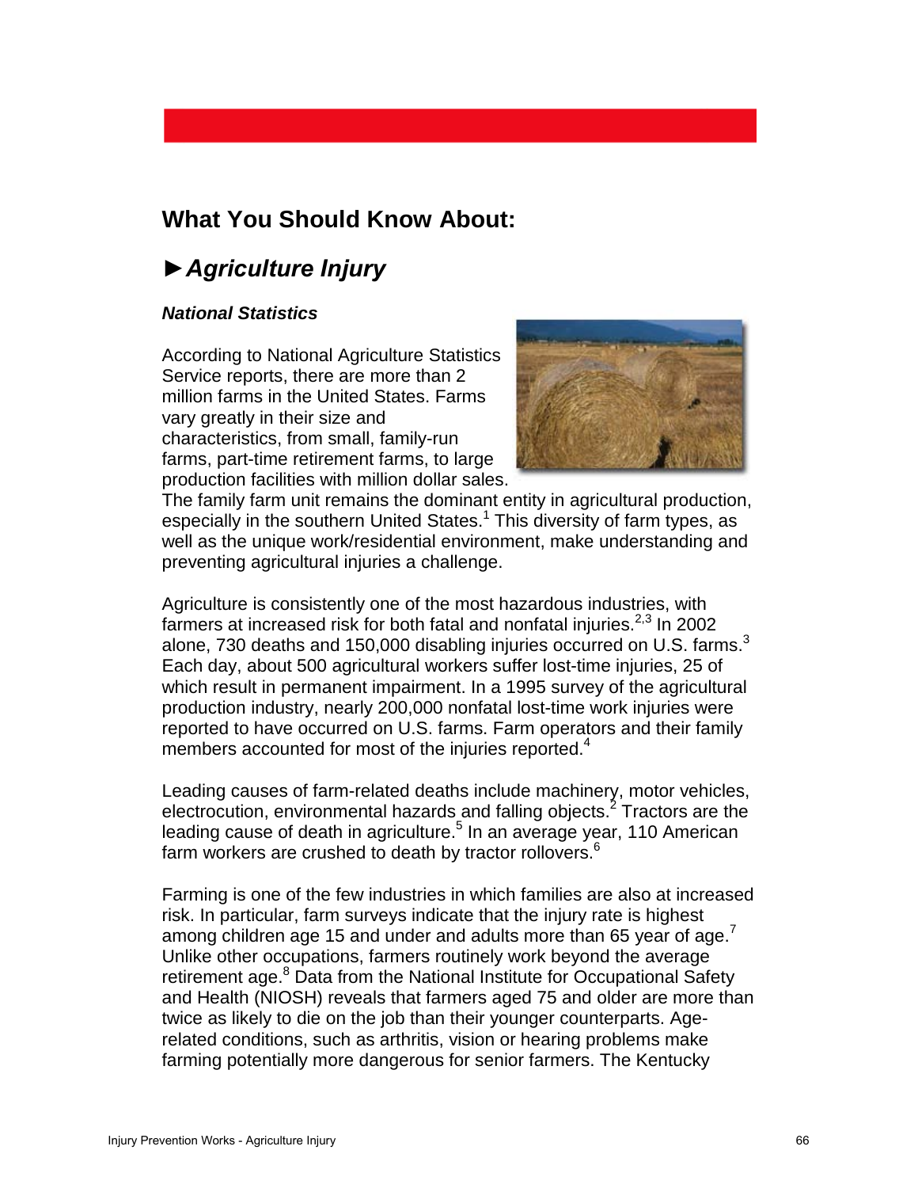## What You Should Know About:

## ►*Agriculture Injury*

***National Statistics***

According to National Agriculture Statistics Service reports, there are more than 2 million farms in the United States. Farms vary greatly in their size and characteristics, from small, family-run farms, part-time retirement farms, to large production facilities with million dollar sales. The family farm unit remains the dominant entity in agricultural production, especially in the southern United States.[1] This diversity of farm types, as well as the unique work/residential environment, make understanding and preventing agricultural injuries a challenge.

Agriculture is consistently one of the most hazardous industries, with farmers at increased risk for both fatal and nonfatal injuries.[2,3] In 2002 alone, 730 deaths and 150,000 disabling injuries occurred on U.S. farms.[3] Each day, about 500 agricultural workers suffer lost-time injuries, 25 of which result in permanent impairment. In a 1995 survey of the agricultural production industry, nearly 200,000 nonfatal lost-time work injuries were reported to have occurred on U.S. farms. Farm operators and their family members accounted for most of the injuries reported.[4]

Leading causes of farm-related deaths include machinery, motor vehicles, electrocution, environmental hazards and falling objects.[2] Tractors are the leading cause of death in agriculture.[5] In an average year, 110 American farm workers are crushed to death by tractor rollovers.[6]

Farming is one of the few industries in which families are also at increased risk. In particular, farm surveys indicate that the injury rate is highest among children age 15 and under and adults more than 65 year of age.[7] Unlike other occupations, farmers routinely work beyond the average retirement age.[8] Data from the National Institute for Occupational Safety and Health (NIOSH) reveals that farmers aged 75 and older are more than twice as likely to die on the job than their younger counterparts. Age-related conditions, such as arthritis, vision or hearing problems make farming potentially more dangerous for senior farmers. The Kentucky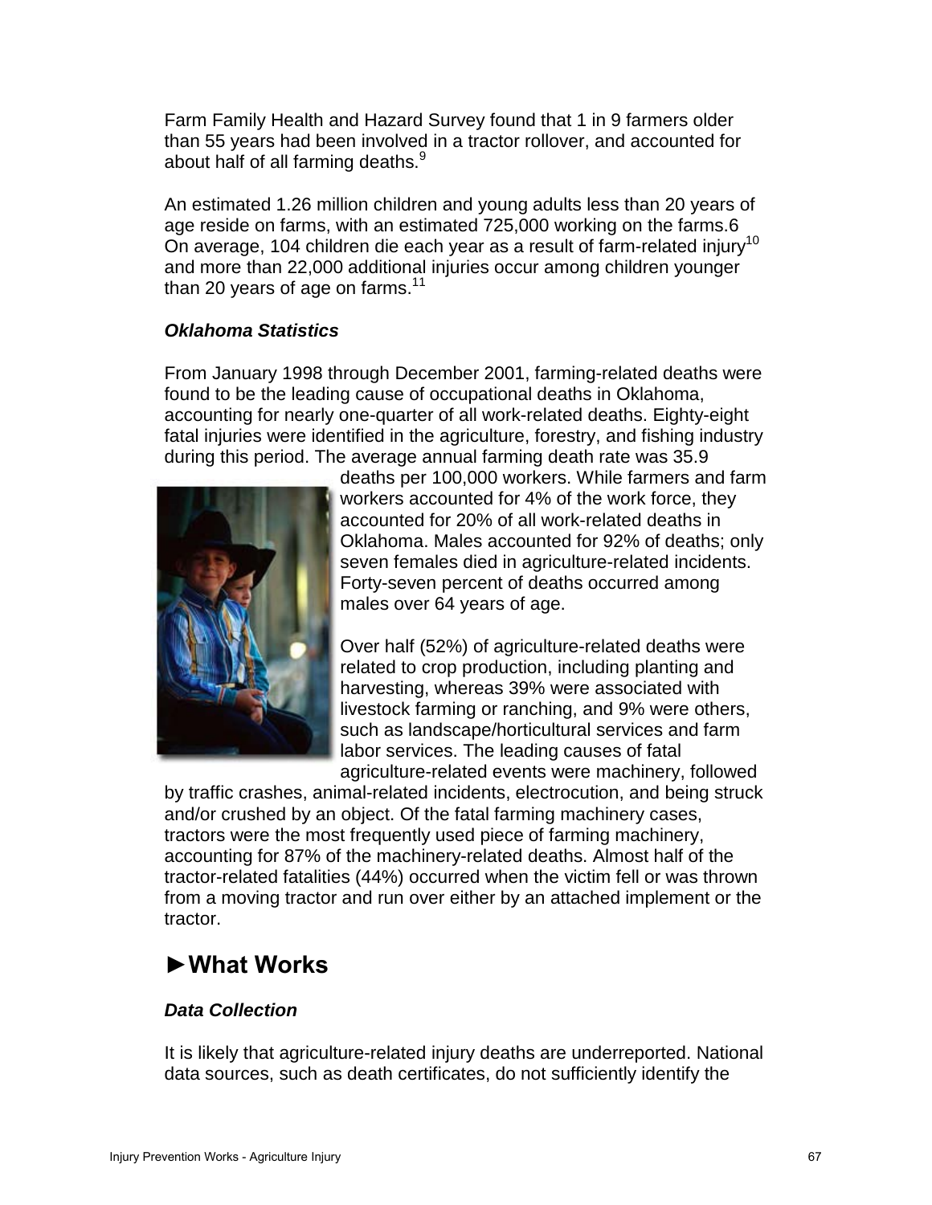Farm Family Health and Hazard Survey found that 1 in 9 farmers older than 55 years had been involved in a tractor rollover, and accounted for about half of all farming deaths.[9]

An estimated 1.26 million children and young adults less than 20 years of age reside on farms, with an estimated 725,000 working on the farms.6 On average, 104 children die each year as a result of farm-related injury[10] and more than 22,000 additional injuries occur among children younger than 20 years of age on farms.[11]

***Oklahoma Statistics***

From January 1998 through December 2001, farming-related deaths were found to be the leading cause of occupational deaths in Oklahoma, accounting for nearly one-quarter of all work-related deaths. Eighty-eight fatal injuries were identified in the agriculture, forestry, and fishing industry during this period. The average annual farming death rate was 35.9 deaths per 100,000 workers. While farmers and farm workers accounted for 4% of the work force, they accounted for 20% of all work-related deaths in Oklahoma. Males accounted for 92% of deaths; only seven females died in agriculture-related incidents. Forty-seven percent of deaths occurred among males over 64 years of age.

Over half (52%) of agriculture-related deaths were related to crop production, including planting and harvesting, whereas 39% were associated with livestock farming or ranching, and 9% were others, such as landscape/horticultural services and farm labor services. The leading causes of fatal agriculture-related events were machinery, followed by traffic crashes, animal-related incidents, electrocution, and being struck and/or crushed by an object. Of the fatal farming machinery cases, tractors were the most frequently used piece of farming machinery, accounting for 87% of the machinery-related deaths. Almost half of the tractor-related fatalities (44%) occurred when the victim fell or was thrown from a moving tractor and run over either by an attached implement or the tractor.

## ►What Works

***Data Collection***

It is likely that agriculture-related injury deaths are underreported. National data sources, such as death certificates, do not sufficiently identify the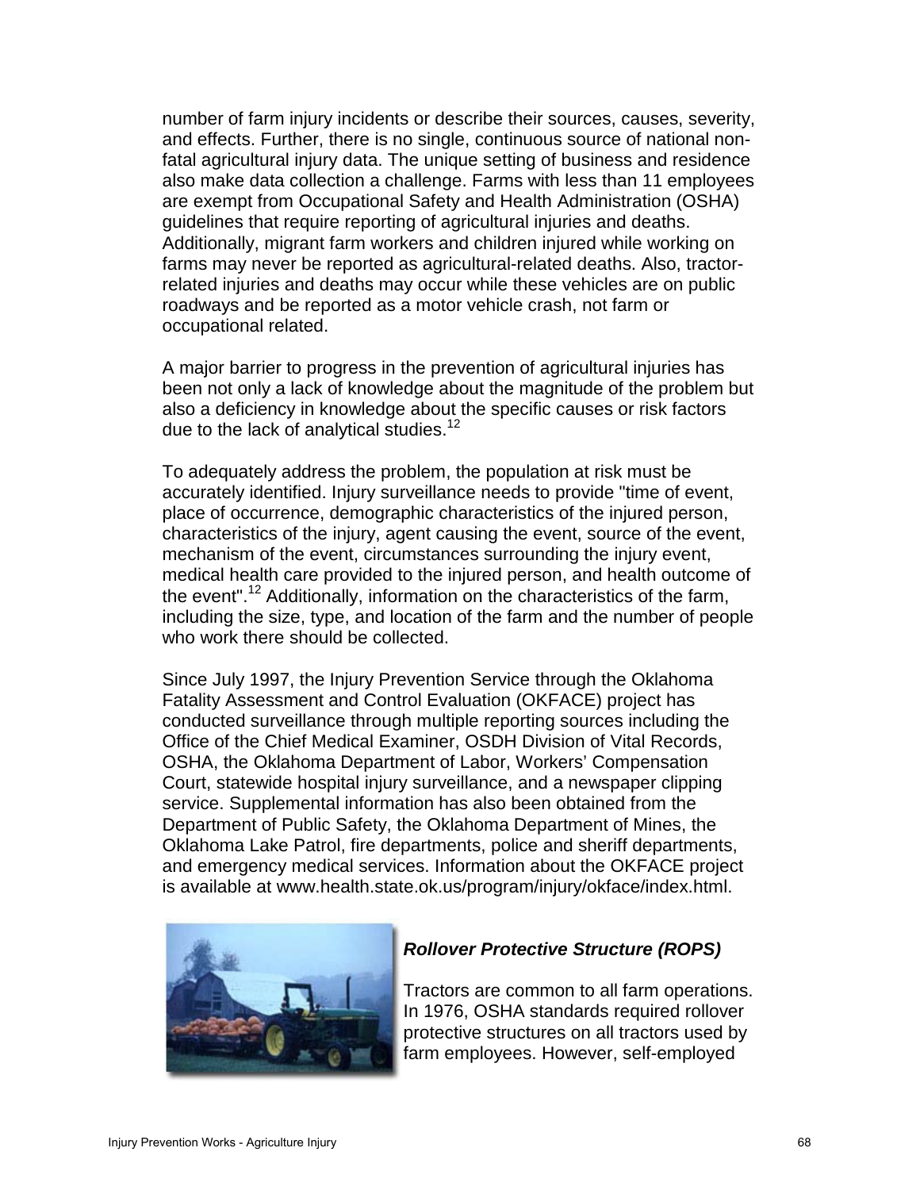number of farm injury incidents or describe their sources, causes, severity, and effects. Further, there is no single, continuous source of national non-fatal agricultural injury data. The unique setting of business and residence also make data collection a challenge. Farms with less than 11 employees are exempt from Occupational Safety and Health Administration (OSHA) guidelines that require reporting of agricultural injuries and deaths. Additionally, migrant farm workers and children injured while working on farms may never be reported as agricultural-related deaths. Also, tractor-related injuries and deaths may occur while these vehicles are on public roadways and be reported as a motor vehicle crash, not farm or occupational related.

A major barrier to progress in the prevention of agricultural injuries has been not only a lack of knowledge about the magnitude of the problem but also a deficiency in knowledge about the specific causes or risk factors due to the lack of analytical studies.[12]

To adequately address the problem, the population at risk must be accurately identified. Injury surveillance needs to provide "time of event, place of occurrence, demographic characteristics of the injured person, characteristics of the injury, agent causing the event, source of the event, mechanism of the event, circumstances surrounding the injury event, medical health care provided to the injured person, and health outcome of the event".[12] Additionally, information on the characteristics of the farm, including the size, type, and location of the farm and the number of people who work there should be collected.

Since July 1997, the Injury Prevention Service through the Oklahoma Fatality Assessment and Control Evaluation (OKFACE) project has conducted surveillance through multiple reporting sources including the Office of the Chief Medical Examiner, OSDH Division of Vital Records, OSHA, the Oklahoma Department of Labor, Workers' Compensation Court, statewide hospital injury surveillance, and a newspaper clipping service. Supplemental information has also been obtained from the Department of Public Safety, the Oklahoma Department of Mines, the Oklahoma Lake Patrol, fire departments, police and sheriff departments, and emergency medical services. Information about the OKFACE project is available at www.health.state.ok.us/program/injury/okface/index.html.

### *Rollover Protective Structure (ROPS)*

Tractors are common to all farm operations. In 1976, OSHA standards required rollover protective structures on all tractors used by farm employees. However, self-employed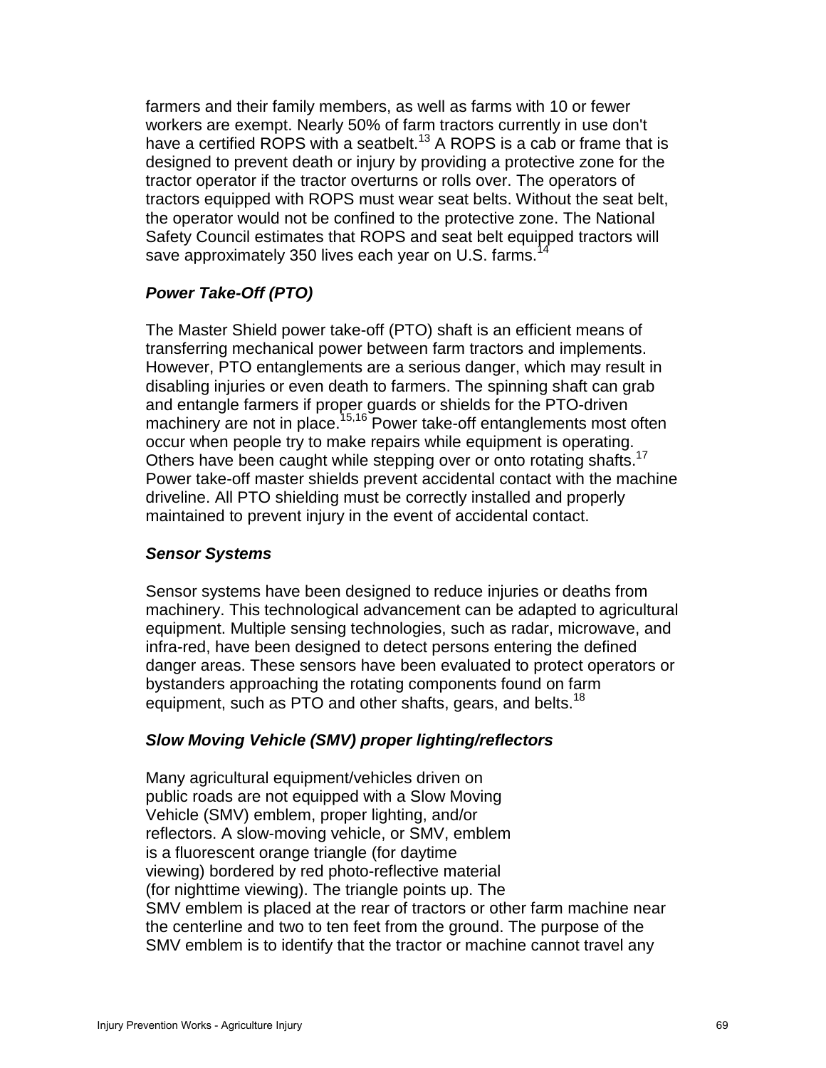farmers and their family members, as well as farms with 10 or fewer workers are exempt. Nearly 50% of farm tractors currently in use don't have a certified ROPS with a seatbelt.[13] A ROPS is a cab or frame that is designed to prevent death or injury by providing a protective zone for the tractor operator if the tractor overturns or rolls over. The operators of tractors equipped with ROPS must wear seat belts. Without the seat belt, the operator would not be confined to the protective zone. The National Safety Council estimates that ROPS and seat belt equipped tractors will save approximately 350 lives each year on U.S. farms.[14]

### *Power Take-Off (PTO)*

The Master Shield power take-off (PTO) shaft is an efficient means of transferring mechanical power between farm tractors and implements. However, PTO entanglements are a serious danger, which may result in disabling injuries or even death to farmers. The spinning shaft can grab and entangle farmers if proper guards or shields for the PTO-driven machinery are not in place.[15,16] Power take-off entanglements most often occur when people try to make repairs while equipment is operating. Others have been caught while stepping over or onto rotating shafts.[17] Power take-off master shields prevent accidental contact with the machine driveline. All PTO shielding must be correctly installed and properly maintained to prevent injury in the event of accidental contact.

### *Sensor Systems*

Sensor systems have been designed to reduce injuries or deaths from machinery. This technological advancement can be adapted to agricultural equipment. Multiple sensing technologies, such as radar, microwave, and infra-red, have been designed to detect persons entering the defined danger areas. These sensors have been evaluated to protect operators or bystanders approaching the rotating components found on farm equipment, such as PTO and other shafts, gears, and belts.[18]

### *Slow Moving Vehicle (SMV) proper lighting/reflectors*

Many agricultural equipment/vehicles driven on public roads are not equipped with a Slow Moving Vehicle (SMV) emblem, proper lighting, and/or reflectors. A slow-moving vehicle, or SMV, emblem is a fluorescent orange triangle (for daytime viewing) bordered by red photo-reflective material (for nighttime viewing). The triangle points up. The SMV emblem is placed at the rear of tractors or other farm machine near the centerline and two to ten feet from the ground. The purpose of the SMV emblem is to identify that the tractor or machine cannot travel any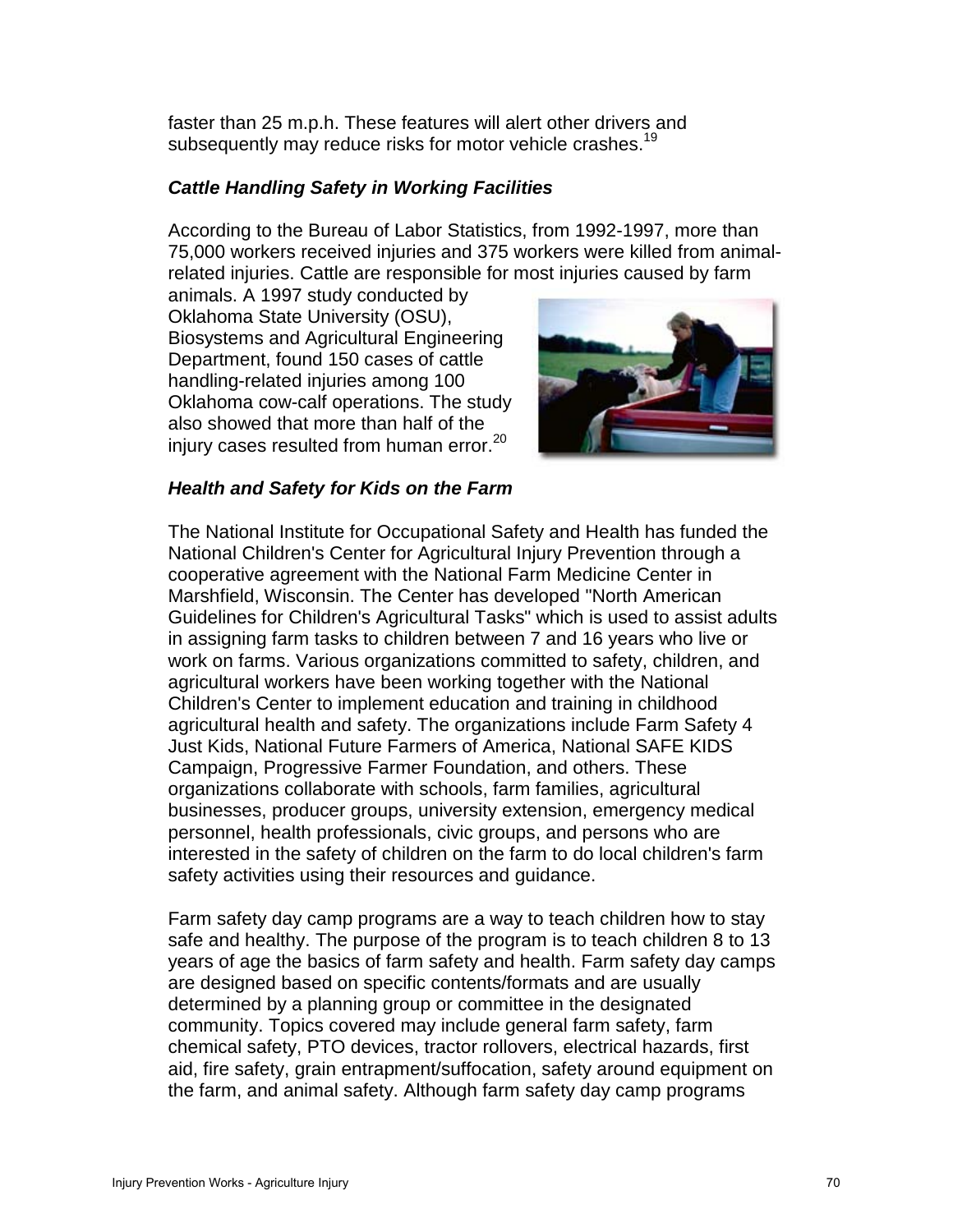faster than 25 m.p.h. These features will alert other drivers and subsequently may reduce risks for motor vehicle crashes.[19]

### *Cattle Handling Safety in Working Facilities*

According to the Bureau of Labor Statistics, from 1992-1997, more than 75,000 workers received injuries and 375 workers were killed from animal-related injuries. Cattle are responsible for most injuries caused by farm animals. A 1997 study conducted by Oklahoma State University (OSU), Biosystems and Agricultural Engineering Department, found 150 cases of cattle handling-related injuries among 100 Oklahoma cow-calf operations. The study also showed that more than half of the injury cases resulted from human error.[20]

### *Health and Safety for Kids on the Farm*

The National Institute for Occupational Safety and Health has funded the National Children's Center for Agricultural Injury Prevention through a cooperative agreement with the National Farm Medicine Center in Marshfield, Wisconsin. The Center has developed "North American Guidelines for Children's Agricultural Tasks" which is used to assist adults in assigning farm tasks to children between 7 and 16 years who live or work on farms. Various organizations committed to safety, children, and agricultural workers have been working together with the National Children's Center to implement education and training in childhood agricultural health and safety. The organizations include Farm Safety 4 Just Kids, National Future Farmers of America, National SAFE KIDS Campaign, Progressive Farmer Foundation, and others. These organizations collaborate with schools, farm families, agricultural businesses, producer groups, university extension, emergency medical personnel, health professionals, civic groups, and persons who are interested in the safety of children on the farm to do local children's farm safety activities using their resources and guidance.

Farm safety day camp programs are a way to teach children how to stay safe and healthy. The purpose of the program is to teach children 8 to 13 years of age the basics of farm safety and health. Farm safety day camps are designed based on specific contents/formats and are usually determined by a planning group or committee in the designated community. Topics covered may include general farm safety, farm chemical safety, PTO devices, tractor rollovers, electrical hazards, first aid, fire safety, grain entrapment/suffocation, safety around equipment on the farm, and animal safety. Although farm safety day camp programs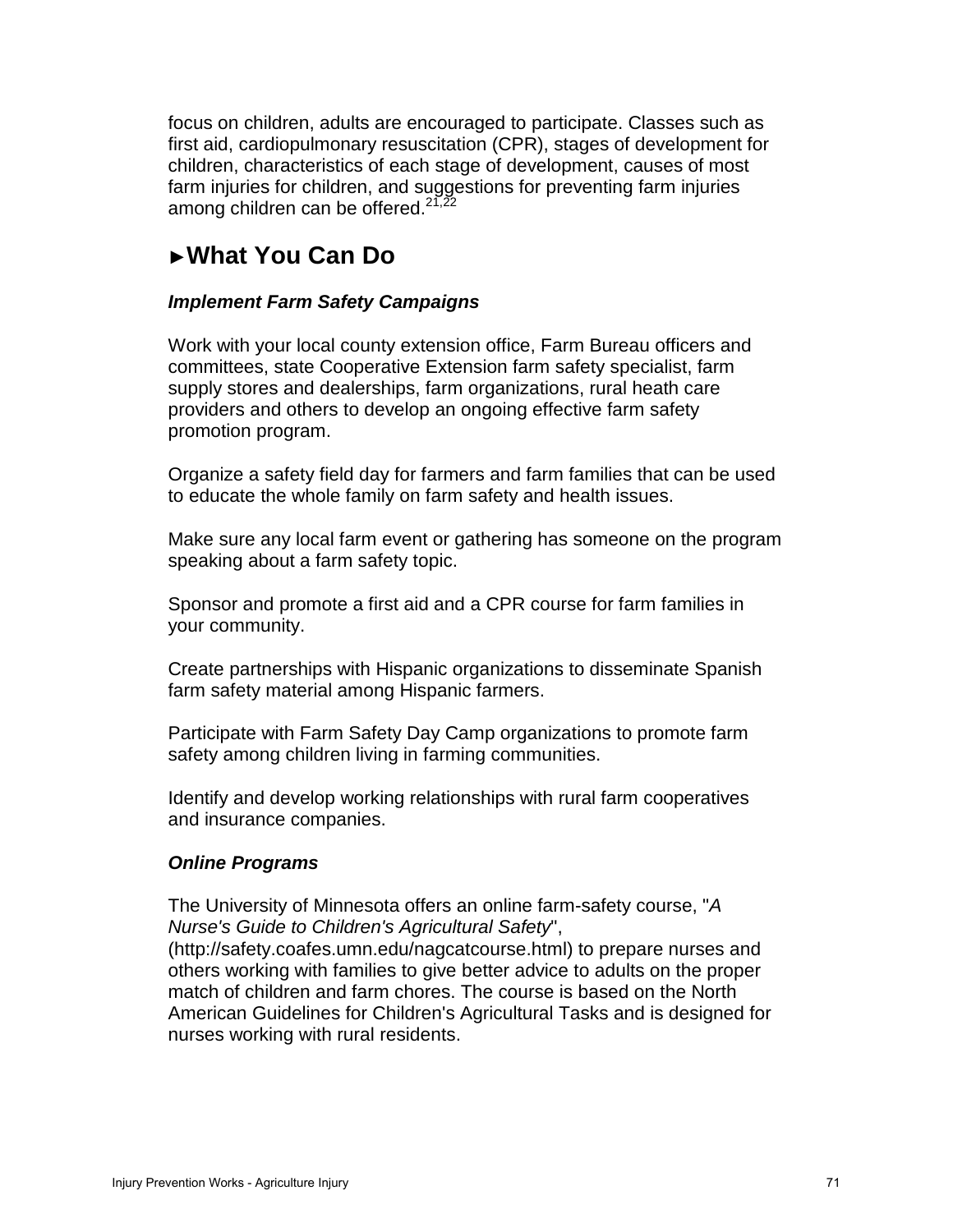focus on children, adults are encouraged to participate. Classes such as first aid, cardiopulmonary resuscitation (CPR), stages of development for children, characteristics of each stage of development, causes of most farm injuries for children, and suggestions for preventing farm injuries among children can be offered.[21,22]

## ►What You Can Do

### *Implement Farm Safety Campaigns*

Work with your local county extension office, Farm Bureau officers and committees, state Cooperative Extension farm safety specialist, farm supply stores and dealerships, farm organizations, rural heath care providers and others to develop an ongoing effective farm safety promotion program.

Organize a safety field day for farmers and farm families that can be used to educate the whole family on farm safety and health issues.

Make sure any local farm event or gathering has someone on the program speaking about a farm safety topic.

Sponsor and promote a first aid and a CPR course for farm families in your community.

Create partnerships with Hispanic organizations to disseminate Spanish farm safety material among Hispanic farmers.

Participate with Farm Safety Day Camp organizations to promote farm safety among children living in farming communities.

Identify and develop working relationships with rural farm cooperatives and insurance companies.

### *Online Programs*

The University of Minnesota offers an online farm-safety course, "*A Nurse's Guide to Children's Agricultural Safety*", (http://safety.coafes.umn.edu/nagcatcourse.html) to prepare nurses and others working with families to give better advice to adults on the proper match of children and farm chores. The course is based on the North American Guidelines for Children's Agricultural Tasks and is designed for nurses working with rural residents.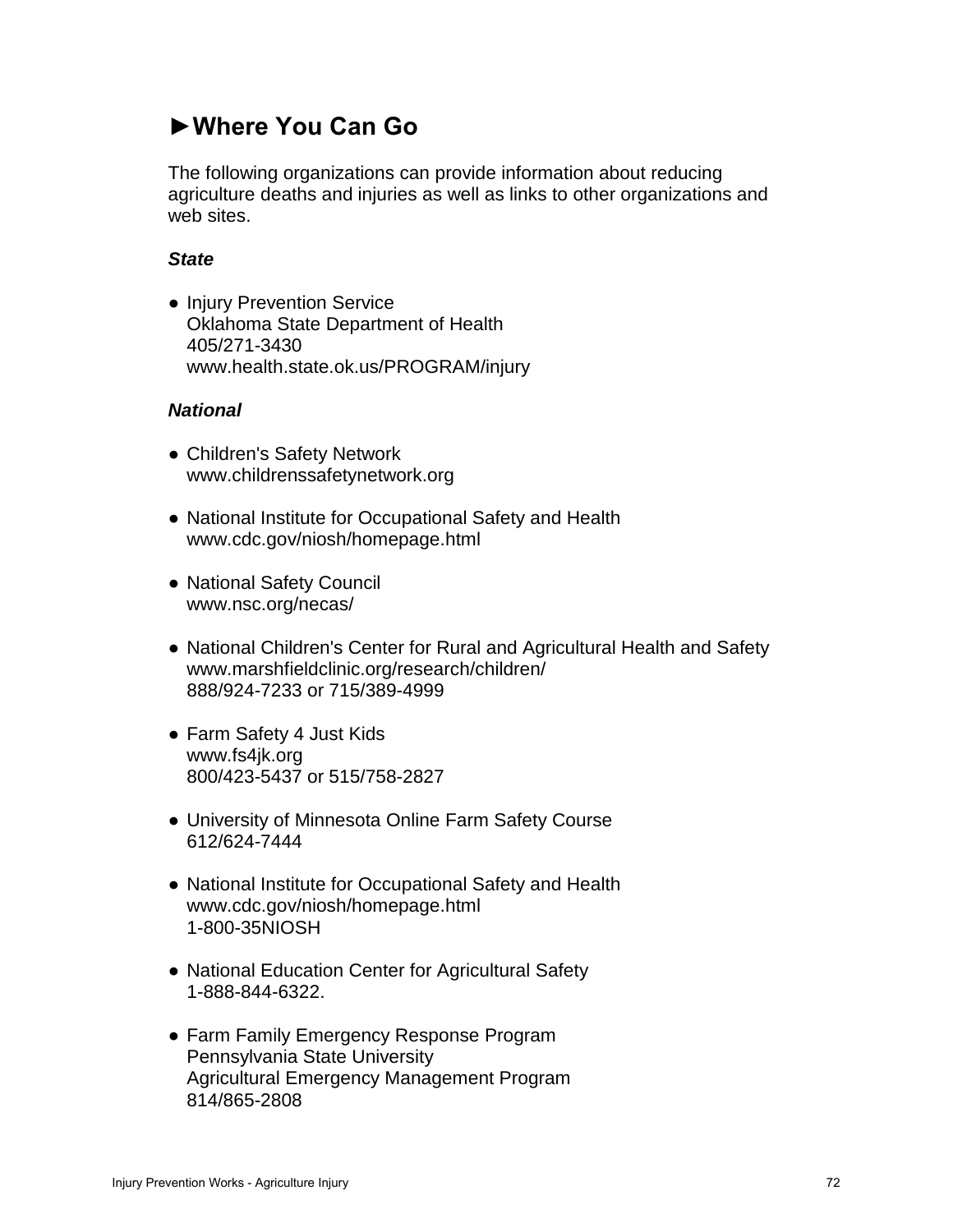## ►Where You Can Go

The following organizations can provide information about reducing agriculture deaths and injuries as well as links to other organizations and web sites.

***State***

- Injury Prevention Service
  Oklahoma State Department of Health
  405/271-3430
  www.health.state.ok.us/PROGRAM/injury

***National***

- Children's Safety Network
  www.childrenssafetynetwork.org

- National Institute for Occupational Safety and Health
  www.cdc.gov/niosh/homepage.html

- National Safety Council
  www.nsc.org/necas/

- National Children's Center for Rural and Agricultural Health and Safety
  www.marshfieldclinic.org/research/children/
  888/924-7233 or 715/389-4999

- Farm Safety 4 Just Kids
  www.fs4jk.org
  800/423-5437 or 515/758-2827

- University of Minnesota Online Farm Safety Course
  612/624-7444

- National Institute for Occupational Safety and Health
  www.cdc.gov/niosh/homepage.html
  1-800-35NIOSH

- National Education Center for Agricultural Safety
  1-888-844-6322.

- Farm Family Emergency Response Program
  Pennsylvania State University
  Agricultural Emergency Management Program
  814/865-2808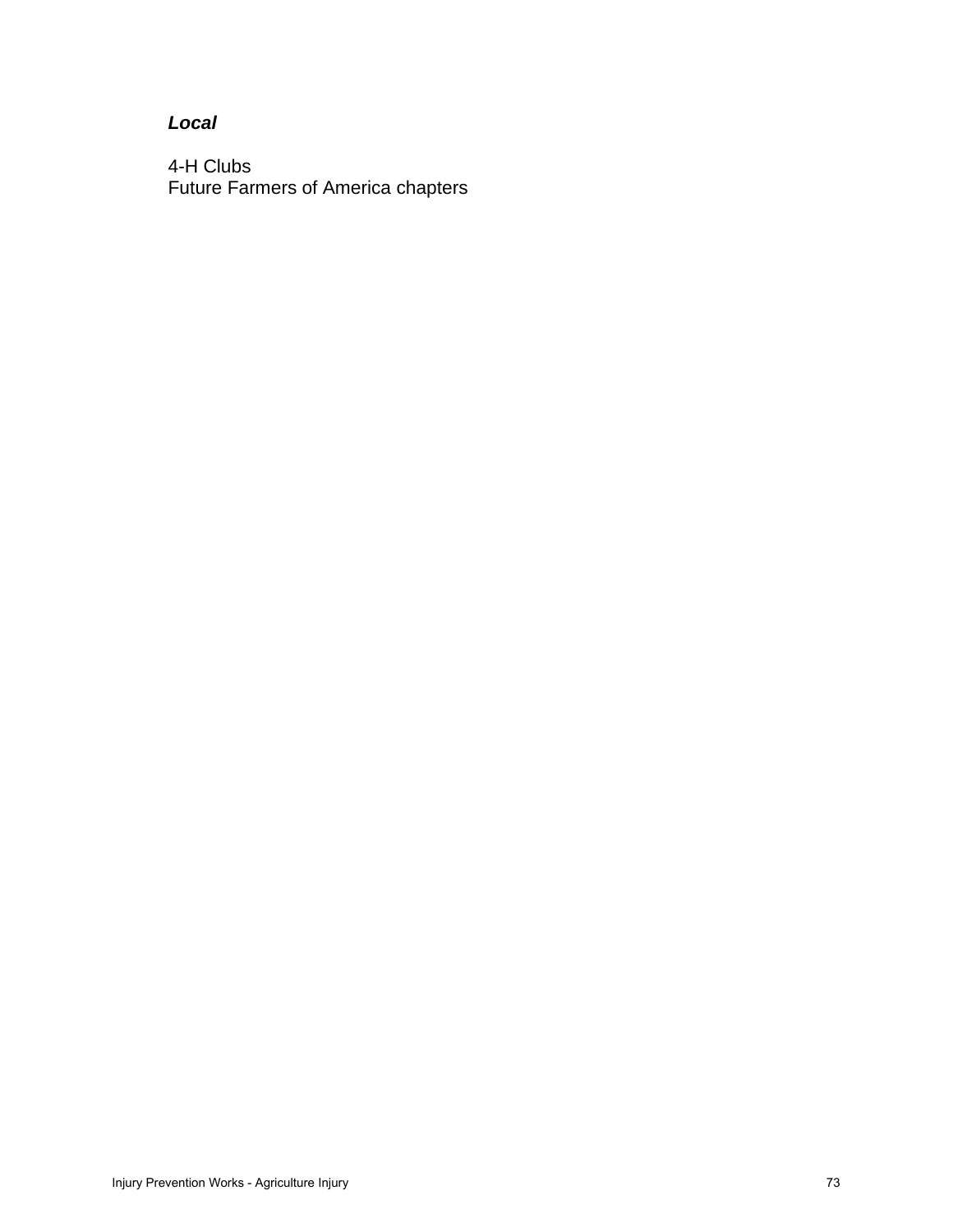***Local***

4-H Clubs
Future Farmers of America chapters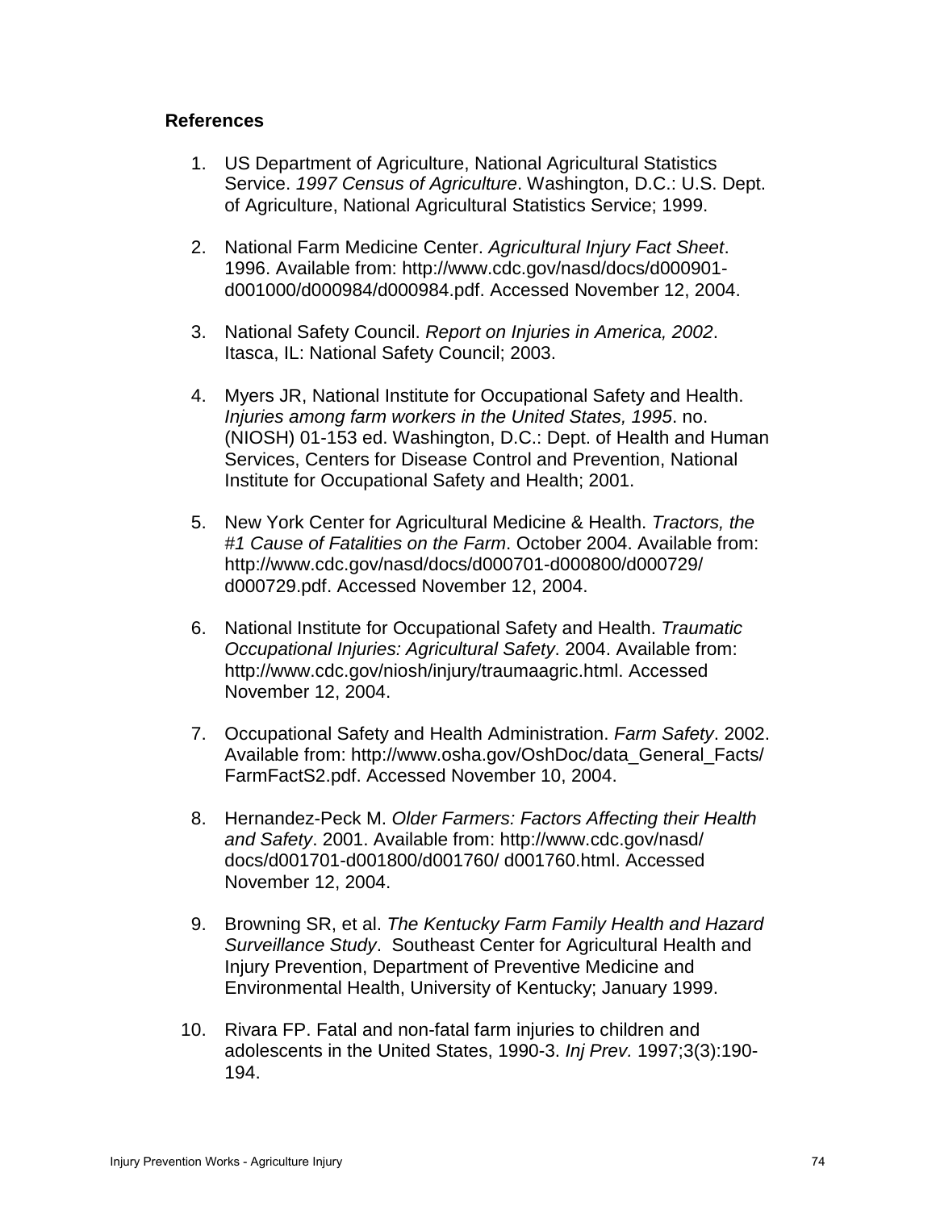**References**

1. US Department of Agriculture, National Agricultural Statistics Service. *1997 Census of Agriculture*. Washington, D.C.: U.S. Dept. of Agriculture, National Agricultural Statistics Service; 1999.

2. National Farm Medicine Center. *Agricultural Injury Fact Sheet*. 1996. Available from: http://www.cdc.gov/nasd/docs/d000901-d001000/d000984/d000984.pdf. Accessed November 12, 2004.

3. National Safety Council. *Report on Injuries in America, 2002*. Itasca, IL: National Safety Council; 2003.

4. Myers JR, National Institute for Occupational Safety and Health. *Injuries among farm workers in the United States, 1995*. no. (NIOSH) 01-153 ed. Washington, D.C.: Dept. of Health and Human Services, Centers for Disease Control and Prevention, National Institute for Occupational Safety and Health; 2001.

5. New York Center for Agricultural Medicine & Health. *Tractors, the #1 Cause of Fatalities on the Farm*. October 2004. Available from: http://www.cdc.gov/nasd/docs/d000701-d000800/d000729/d000729.pdf. Accessed November 12, 2004.

6. National Institute for Occupational Safety and Health. *Traumatic Occupational Injuries: Agricultural Safety*. 2004. Available from: http://www.cdc.gov/niosh/injury/traumaagric.html. Accessed November 12, 2004.

7. Occupational Safety and Health Administration. *Farm Safety*. 2002. Available from: http://www.osha.gov/OshDoc/data_General_Facts/FarmFactS2.pdf. Accessed November 10, 2004.

8. Hernandez-Peck M. *Older Farmers: Factors Affecting their Health and Safety*. 2001. Available from: http://www.cdc.gov/nasd/docs/d001701-d001800/d001760/ d001760.html. Accessed November 12, 2004.

9. Browning SR, et al. *The Kentucky Farm Family Health and Hazard Surveillance Study*. Southeast Center for Agricultural Health and Injury Prevention, Department of Preventive Medicine and Environmental Health, University of Kentucky; January 1999.

10. Rivara FP. Fatal and non-fatal farm injuries to children and adolescents in the United States, 1990-3. *Inj Prev.* 1997;3(3):190-194.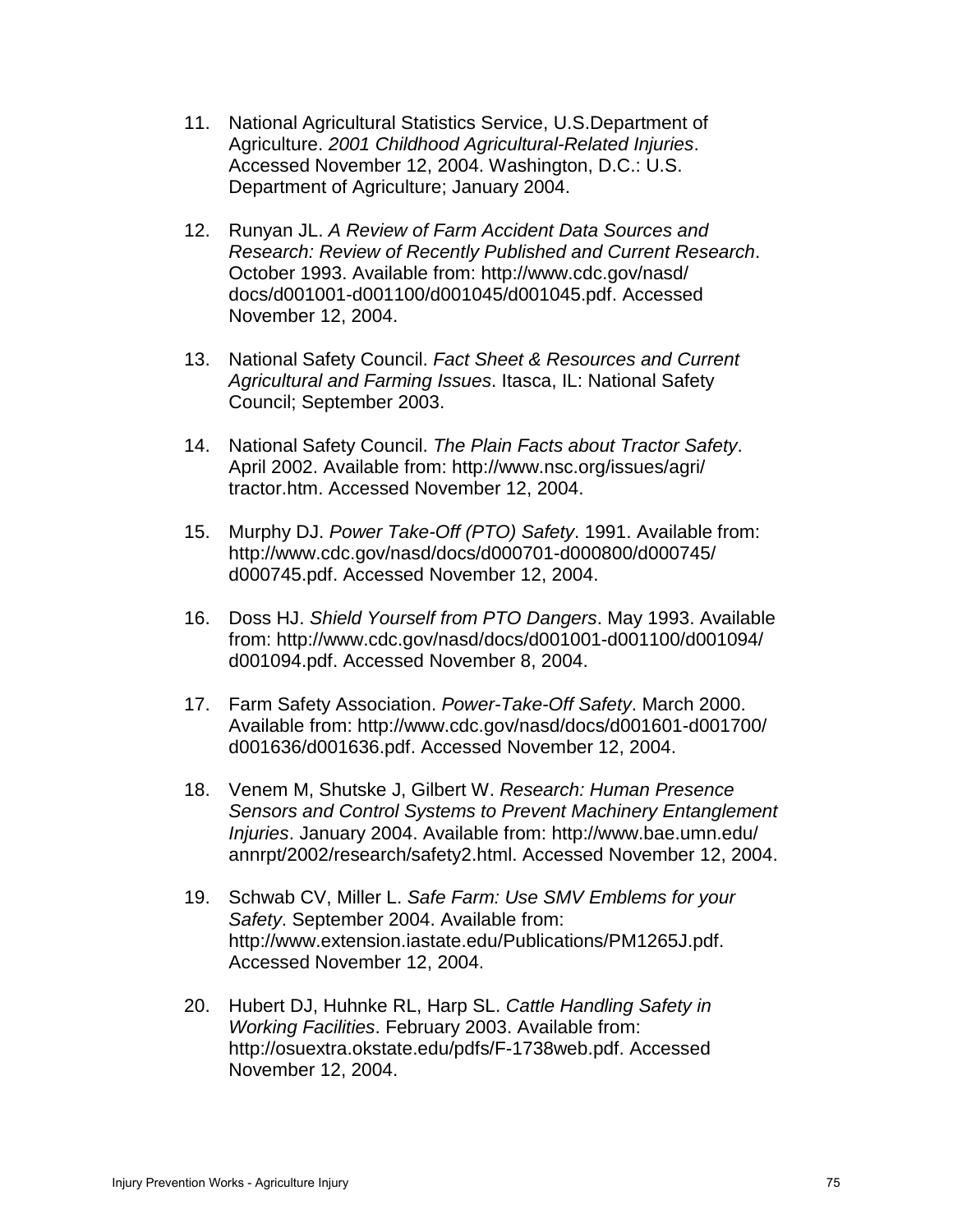11. National Agricultural Statistics Service, U.S.Department of Agriculture. *2001 Childhood Agricultural-Related Injuries*. Accessed November 12, 2004. Washington, D.C.: U.S. Department of Agriculture; January 2004.

12. Runyan JL. *A Review of Farm Accident Data Sources and Research: Review of Recently Published and Current Research*. October 1993. Available from: http://www.cdc.gov/nasd/docs/d001001-d001100/d001045/d001045.pdf. Accessed November 12, 2004.

13. National Safety Council. *Fact Sheet & Resources and Current Agricultural and Farming Issues*. Itasca, IL: National Safety Council; September 2003.

14. National Safety Council. *The Plain Facts about Tractor Safety*. April 2002. Available from: http://www.nsc.org/issues/agri/tractor.htm. Accessed November 12, 2004.

15. Murphy DJ. *Power Take-Off (PTO) Safety*. 1991. Available from: http://www.cdc.gov/nasd/docs/d000701-d000800/d000745/d000745.pdf. Accessed November 12, 2004.

16. Doss HJ. *Shield Yourself from PTO Dangers*. May 1993. Available from: http://www.cdc.gov/nasd/docs/d001001-d001100/d001094/d001094.pdf. Accessed November 8, 2004.

17. Farm Safety Association. *Power-Take-Off Safety*. March 2000. Available from: http://www.cdc.gov/nasd/docs/d001601-d001700/d001636/d001636.pdf. Accessed November 12, 2004.

18. Venem M, Shutske J, Gilbert W. *Research: Human Presence Sensors and Control Systems to Prevent Machinery Entanglement Injuries*. January 2004. Available from: http://www.bae.umn.edu/annrpt/2002/research/safety2.html. Accessed November 12, 2004.

19. Schwab CV, Miller L. *Safe Farm: Use SMV Emblems for your Safety*. September 2004. Available from: http://www.extension.iastate.edu/Publications/PM1265J.pdf. Accessed November 12, 2004.

20. Hubert DJ, Huhnke RL, Harp SL. *Cattle Handling Safety in Working Facilities*. February 2003. Available from: http://osuextra.okstate.edu/pdfs/F-1738web.pdf. Accessed November 12, 2004.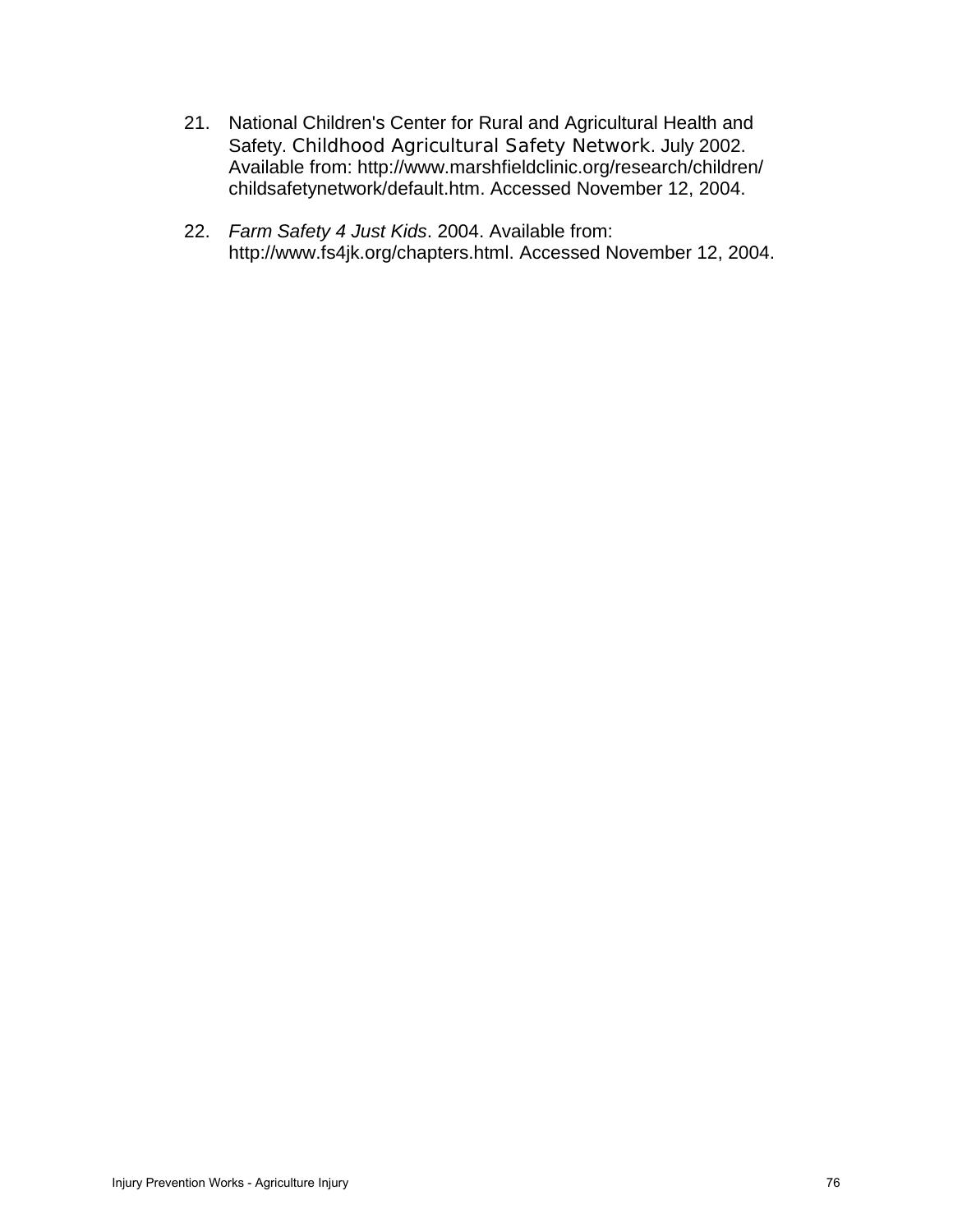21. National Children's Center for Rural and Agricultural Health and Safety. Childhood Agricultural Safety Network. July 2002. Available from: http://www.marshfieldclinic.org/research/children/childsafetynetwork/default.htm. Accessed November 12, 2004.

22. *Farm Safety 4 Just Kids*. 2004. Available from: http://www.fs4jk.org/chapters.html. Accessed November 12, 2004.